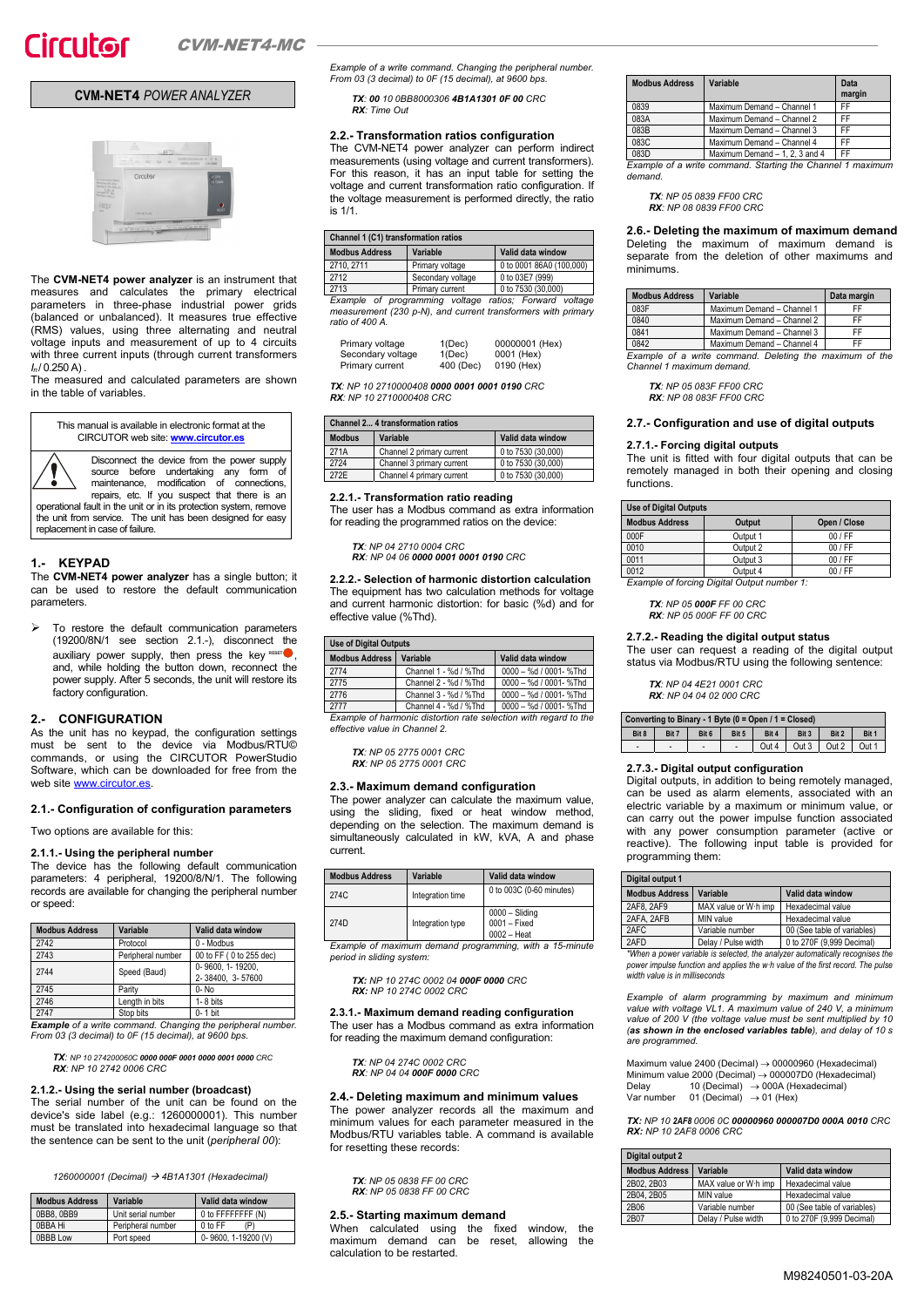# CVM-NET4 *POWER ANALYZER*

The **CVM-NET4 power analyzer** is an instrument that measures and calculates the primary electrical parameters in three-phase industrial power grids (balanced or unbalanced). It measures true effective (RMS) values, using three alternating and neutral voltage inputs and measurement of up to 4 circuits with three current inputs (through current transformers $I_n$/ 0.250 A) .

The measured and calculated parameters are shown in the table of variables.

This manual is available in electronic format at the CIRCUTOR web site: **www.circutor.es**

Disconnect the device from the power supply source before undertaking any form of maintenance, modification of connections, repairs, etc. If you suspect that there is an operational fault in the unit or in its protection system, remove the unit from service. The unit has been designed for easy replacement in case of failure.

## 1.- KEYPAD

The **CVM-NET4 power analyzer** has a single button; it can be used to restore the default communication parameters.

- To restore the default communication parameters (19200/8N/1 see section 2.1.-), disconnect the auxiliary power supply, then press the key RESET, and, while holding the button down, reconnect the power supply. After 5 seconds, the unit will restore its factory configuration.

## 2.- CONFIGURATION

As the unit has no keypad, the configuration settings must be sent to the device via Modbus/RTU© commands, or using the CIRCUTOR PowerStudio Software, which can be downloaded for free from the web site www.circutor.es.

### 2.1.- Configuration of configuration parameters

Two options are available for this:

#### 2.1.1.- Using the peripheral number

The device has the following default communication parameters: 4 peripheral, 19200/8/N/1. The following records are available for changing the peripheral number or speed:

| Modbus Address | Variable | Valid data window |
|---|---|---|
| 2742 | Protocol | 0 - Modbus |
| 2743 | Peripheral number | 00 to FF ( 0 to 255 dec) |
| 2744 | Speed (Baud) | 0- 9600, 1- 19200, 2- 38400, 3- 57600 |
| 2745 | Parity | 0- No |
| 2746 | Length in bits | 1- 8 bits |
| 2747 | Stop bits | 0- 1 bit |

***Example*** *of a write command. Changing the peripheral number. From 03 (3 decimal) to 0F (15 decimal), at 9600 bps.*

***TX***: *NP 10 274200060C* ***0000 000F 0001 0000 0001 0000*** *CRC*
***RX***: *NP 10 2742 0006 CRC*

#### 2.1.2.- Using the serial number (broadcast)

The serial number of the unit can be found on the device's side label (e.g.: 1260000001). This number must be translated into hexadecimal language so that the sentence can be sent to the unit (*peripheral 00*):

*1260000001 (Decimal) → 4B1A1301 (Hexadecimal)*

| Modbus Address | Variable | Valid data window |
|---|---|---|
| 0BB8, 0BB9 | Unit serial number | 0 to FFFFFFFF (N) |
| 0BBA Hi | Peripheral number | 0 to FF (P) |
| 0BBB Low | Port speed | 0- 9600, 1-19200 (V) |

*Example of a write command. Changing the peripheral number. From 03 (3 decimal) to 0F (15 decimal), at 9600 bps.*

***TX***: ***00*** *10 0BB8000306* ***4B1A1301 0F 00*** *CRC*
***RX***: *Time Out*

### 2.2.- Transformation ratios configuration

The CVM-NET4 power analyzer can perform indirect measurements (using voltage and current transformers). For this reason, it has an input table for setting the voltage and current transformation ratio configuration. If the voltage measurement is performed directly, the ratio is 1/1.

| Channel 1 (C1) transformation ratios | | |
|---|---|---|
| **Modbus Address** | **Variable** | **Valid data window** |
| 2710, 2711 | Primary voltage | 0 to 0001 86A0 (100,000) |
| 2712 | Secondary voltage | 0 to 03E7 (999) |
| 2713 | Primary current | 0 to 7530 (30,000) |

*Example of programming voltage ratios; Forward voltage measurement (230 p-N), and current transformers with primary ratio of 400 A.*

| | | |
|---|---|---|
| Primary voltage | 1(Dec) | 00000001 (Hex) |
| Secondary voltage | 1(Dec) | 0001 (Hex) |
| Primary current | 400 (Dec) | 0190 (Hex) |

***TX***: *NP 10 2710000408* ***0000 0001 0001 0190*** *CRC*
***RX***: *NP 10 2710000408 CRC*

| Channel 2... 4 transformation ratios | | |
|---|---|---|
| **Modbus** | **Variable** | **Valid data window** |
| 271A | Channel 2 primary current | 0 to 7530 (30,000) |
| 2724 | Channel 3 primary current | 0 to 7530 (30,000) |
| 272E | Channel 4 primary current | 0 to 7530 (30,000) |

#### 2.2.1.- Transformation ratio reading

The user has a Modbus command as extra information for reading the programmed ratios on the device:

***TX***: *NP 04 2710 0004 CRC*
***RX***: *NP 04 06* ***0000 0001 0001 0190*** *CRC*

#### 2.2.2.- Selection of harmonic distortion calculation

The equipment has two calculation methods for voltage and current harmonic distortion: for basic (%d) and for effective value (%Thd).

| Use of Digital Outputs | | |
|---|---|---|
| **Modbus Address** | **Variable** | **Valid data window** |
| 2774 | Channel 1 - %d / %Thd | 0000 – %d / 0001- %Thd |
| 2775 | Channel 2 - %d / %Thd | 0000 – %d / 0001- %Thd |
| 2776 | Channel 3 - %d / %Thd | 0000 – %d / 0001- %Thd |
| 2777 | Channel 4 - %d / %Thd | 0000 – %d / 0001- %Thd |

*Example of harmonic distortion rate selection with regard to the effective value in Channel 2.*

***TX***: *NP 05 2775 0001 CRC*
***RX***: *NP 05 2775 0001 CRC*

### 2.3.- Maximum demand configuration

The power analyzer can calculate the maximum value, using the sliding, fixed or heat window method, depending on the selection. The maximum demand is simultaneously calculated in kW, kVA, A and phase current.

| Modbus Address | Variable | Valid data window |
|---|---|---|
| 274C | Integration time | 0 to 003C (0-60 minutes) |
| 274D | Integration type | 0000 – Sliding 0001 – Fixed 0002 – Heat |

*Example of maximum demand programming, with a 15-minute period in sliding system:*

***TX:*** *NP 10 274C 0002 04* ***000F 0000*** *CRC*
***RX:*** *NP 10 274C 0002 CRC*

#### 2.3.1.- Maximum demand reading configuration

The user has a Modbus command as extra information for reading the maximum demand configuration:

***TX***: *NP 04 274C 0002 CRC*
***RX***: *NP 04 04* ***000F 0000*** *CRC*

### 2.4.- Deleting maximum and minimum values

The power analyzer records all the maximum and minimum values for each parameter measured in the Modbus/RTU variables table. A command is available for resetting these records:

***TX***: *NP 05 0838 FF 00 CRC*
***RX***: *NP 05 0838 FF 00 CRC*

### 2.5.- Starting maximum demand

When calculated using the fixed window, the maximum demand can be reset, allowing the calculation to be restarted.

| Modbus Address | Variable | Data margin |
|---|---|---|
| 0839 | Maximum Demand – Channel 1 | FF |
| 083A | Maximum Demand – Channel 2 | FF |
| 083B | Maximum Demand – Channel 3 | FF |
| 083C | Maximum Demand – Channel 4 | FF |
| 083D | Maximum Demand – 1, 2, 3 and 4 | FF |

*Example of a write command. Starting the Channel 1 maximum demand.*

***TX***: *NP 05 0839 FF00 CRC*
***RX***: *NP 08 0839 FF00 CRC*

### 2.6.- Deleting the maximum of maximum demand

Deleting the maximum of maximum demand is separate from the deletion of other maximums and minimums.

| Modbus Address | Variable | Data margin |
|---|---|---|
| 083F | Maximum Demand – Channel 1 | FF |
| 0840 | Maximum Demand – Channel 2 | FF |
| 0841 | Maximum Demand – Channel 3 | FF |
| 0842 | Maximum Demand – Channel 4 | FF |

*Example of a write command. Deleting the maximum of the Channel 1 maximum demand.*

***TX***: *NP 05 083F FF00 CRC*
***RX***: *NP 08 083F FF00 CRC*

### 2.7.- Configuration and use of digital outputs

#### 2.7.1.- Forcing digital outputs

The unit is fitted with four digital outputs that can be remotely managed in both their opening and closing functions.

| Use of Digital Outputs | | |
|---|---|---|
| **Modbus Address** | **Output** | **Open / Close** |
| 000F | Output 1 | 00 / FF |
| 0010 | Output 2 | 00 / FF |
| 0011 | Output 3 | 00 / FF |
| 0012 | Output 4 | 00 / FF |

*Example of forcing Digital Output number 1:*

***TX***: *NP 05* ***000F*** *FF 00 CRC*
***RX***: *NP 05 000F FF 00 CRC*

#### 2.7.2.- Reading the digital output status

The user can request a reading of the digital output status via Modbus/RTU using the following sentence:

***TX***: *NP 04 4E21 0001 CRC*
***RX***: *NP 04 04 02 000 CRC*

| Converting to Binary - 1 Byte (0 = Open / 1 = Closed) | | | | | | | |
|---|---|---|---|---|---|---|---|
| **Bit 8** | **Bit 7** | **Bit 6** | **Bit 5** | **Bit 4** | **Bit 3** | **Bit 2** | **Bit 1** |
| - | - | - | - | Out 4 | Out 3 | Out 2 | Out 1 |

#### 2.7.3.- Digital output configuration

Digital outputs, in addition to being remotely managed, can be used as alarm elements, associated with an electric variable by a maximum or minimum value, or can carry out the power impulse function associated with any power consumption parameter (active or reactive). The following input table is provided for programming them:

| Digital output 1 | | |
|---|---|---|
| **Modbus Address** | **Variable** | **Valid data window** |
| 2AF8, 2AF9 | MAX value or W·h imp | Hexadecimal value |
| 2AFA, 2AFB | MIN value | Hexadecimal value |
| 2AFC | Variable number | 00 (See table of variables) |
| 2AFD | Delay / Pulse width | 0 to 270F (9,999 Decimal) |

*\*When a power variable is selected, the analyzer automatically recognises the power impulse function and applies the w·h value of the first record. The pulse width value is in milliseconds*

*Example of alarm programming by maximum and minimum value with voltage VL1. A maximum value of 240 V, a minimum value of 200 V (the voltage value must be sent multiplied by 10 (**as shown in the enclosed variables table**), and delay of 10 s are programmed.*

Maximum value 2400 (Decimal) → 00000960 (Hexadecimal)
Minimum value 2000 (Decimal) → 000007D0 (Hexadecimal)
Delay 10 (Decimal) → 000A (Hexadecimal)
Var number 01 (Decimal) → 01 (Hex)

***TX:*** *NP 10* ***2AF8*** *0006 0C* ***00000960 000007D0 000A 0010*** *CRC*
***RX:*** *NP 10 2AF8 0006 CRC*

| Digital output 2 | | |
|---|---|---|
| **Modbus Address** | **Variable** | **Valid data window** |
| 2B02, 2B03 | MAX value or W·h imp | Hexadecimal value |
| 2B04, 2B05 | MIN value | Hexadecimal value |
| 2B06 | Variable number | 00 (See table of variables) |
| 2B07 | Delay / Pulse width | 0 to 270F (9,999 Decimal) |

M98240501-03-20A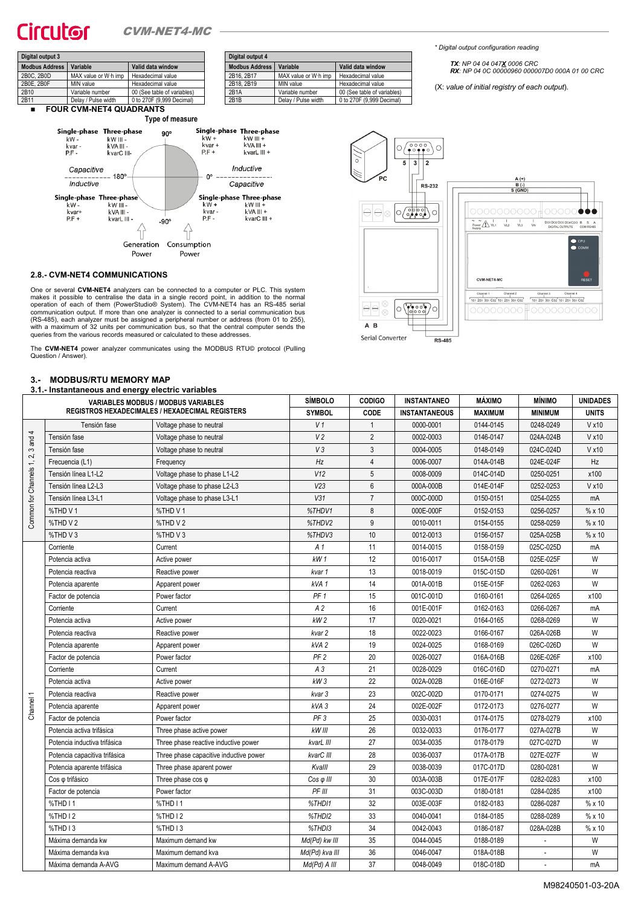| Digital output 3 | | |
|---|---|---|
| **Modbus Address** | **Variable** | **Valid data window** |
| 2B0C, 2B0D | MAX value or W·h imp | Hexadecimal value |
| 2B0E, 2B0F | MIN value | Hexadecimal value |
| 2B10 | Variable number | 00 (See table of variables) |
| 2B11 | Delay / Pulse width | 0 to 270F (9,999 Decimal) |

| Digital output 4 | | |
|---|---|---|
| **Modbus Address** | **Variable** | **Valid data window** |
| 2B16, 2B17 | MAX value or W·h imp | Hexadecimal value |
| 2B18, 2B19 | MIN value | Hexadecimal value |
| 2B1A | Variable number | 00 (See table of variables) |
| 2B1B | Delay / Pulse width | 0 to 270F (9,999 Decimal) |

*\* Digital output configuration reading*

***TX**: NP 04 04 047**X** 0006 CRC*
***RX**: NP 04 0C 00000960 000007D0 000A 01 00 CRC*

(X: *value of initial registry of each output*).

- **FOUR CVM-NET4 QUADRANTS**

Type of measure

| | 90º | |
|---|---|---|
| Single-phase: kW -, kvar -, P.F - / Three-phase: kW III -, kVA III -, kvarC III- | | Single-phase: kW +, kvar +, P.F + / Three-phase: kW III +, kVA III +, kvarL III + |
| Capacitive / Inductive | 180º — 0º | Inductive / Capacitive |
| Single-phase: kW -, kvar+, P.F + / Three-phase: kW III -, kVA III -, kvarL III - | -90º | Single-phase: kW +, kvar -, P.F - / Three-phase: kW III +, kVA III +, kvarC III + |
| Generation Power | | Consumption Power |

## 2.8.- CVM-NET4 COMMUNICATIONS

One or several **CVM-NET4** analyzers can be connected to a computer or PLC. This system makes it possible to centralise the data in a single record point, in addition to the normal operation of each of them (PowerStudio® System). The CVM-NET4 has an RS-485 serial communication output. If more than one analyzer is connected to a serial communication bus (RS-485), each analyzer must be assigned a peripheral number or address (from 01 to 255), with a maximum of 32 units per communication bus, so that the central computer sends the queries from the various records measured or calculated to these addresses.

The **CVM-NET4** power analyzer communicates using the MODBUS RTU© protocol (Pulling Question / Answer).

PC — RS-232 — Serial Converter (A B) — RS-485 — A (+), B (-), S (GND) — CVM-NET4-MC

## 3.- MODBUS/RTU MEMORY MAP

### 3.1.- Instantaneous and energy electric variables

| | VARIABLES MODBUS / MODBUS VARIABLES REGISTROS HEXADECIMALES / HEXADECIMAL REGISTERS | | SÍMBOLO SYMBOL | CODIGO CODE | INSTANTANEO INSTANTANEOUS | MÁXIMO MAXIMUM | MÍNIMO MINIMUM | UNIDADES UNITS |
|---|---|---|---|---|---|---|---|---|
| Common for Channels 1, 2, 3 and 4 | Tensión fase | Voltage phase to neutral | *V 1* | 1 | 0000-0001 | 0144-0145 | 0248-0249 | V x10 |
| | Tensión fase | Voltage phase to neutral | *V 2* | 2 | 0002-0003 | 0146-0147 | 024A-024B | V x10 |
| | Tensión fase | Voltage phase to neutral | *V 3* | 3 | 0004-0005 | 0148-0149 | 024C-024D | V x10 |
| | Frecuencia (L1) | Frequency | *Hz* | 4 | 0006-0007 | 014A-014B | 024E-024F | Hz |
| | Tensión línea L1-L2 | Voltage phase to phase L1-L2 | *V12* | 5 | 0008-0009 | 014C-014D | 0250-0251 | x100 |
| | Tensión línea L2-L3 | Voltage phase to phase L2-L3 | *V23* | 6 | 000A-000B | 014E-014F | 0252-0253 | V x10 |
| | Tensión línea L3-L1 | Voltage phase to phase L3-L1 | *V31* | 7 | 000C-000D | 0150-0151 | 0254-0255 | mA |
| | %THD V 1 | %THD V 1 | *%THDV1* | 8 | 000E-000F | 0152-0153 | 0256-0257 | % x 10 |
| | %THD V 2 | %THD V 2 | *%THDV2* | 9 | 0010-0011 | 0154-0155 | 0258-0259 | % x 10 |
| | %THD V 3 | %THD V 3 | *%THDV3* | 10 | 0012-0013 | 0156-0157 | 025A-025B | % x 10 |
| Channel 1 | Corriente | Current | *A 1* | 11 | 0014-0015 | 0158-0159 | 025C-025D | mA |
| | Potencia activa | Active power | *kW 1* | 12 | 0016-0017 | 015A-015B | 025E-025F | W |
| | Potencia reactiva | Reactive power | *kvar 1* | 13 | 0018-0019 | 015C-015D | 0260-0261 | W |
| | Potencia aparente | Apparent power | *kVA 1* | 14 | 001A-001B | 015E-015F | 0262-0263 | W |
| | Factor de potencia | Power factor | *PF 1* | 15 | 001C-001D | 0160-0161 | 0264-0265 | x100 |
| | Corriente | Current | *A 2* | 16 | 001E-001F | 0162-0163 | 0266-0267 | mA |
| | Potencia activa | Active power | *kW 2* | 17 | 0020-0021 | 0164-0165 | 0268-0269 | W |
| | Potencia reactiva | Reactive power | *kvar 2* | 18 | 0022-0023 | 0166-0167 | 026A-026B | W |
| | Potencia aparente | Apparent power | *kVA 2* | 19 | 0024-0025 | 0168-0169 | 026C-026D | W |
| | Factor de potencia | Power factor | *PF 2* | 20 | 0026-0027 | 016A-016B | 026E-026F | x100 |
| | Corriente | Current | *A 3* | 21 | 0028-0029 | 016C-016D | 0270-0271 | mA |
| | Potencia activa | Active power | *kW 3* | 22 | 002A-002B | 016E-016F | 0272-0273 | W |
| | Potencia reactiva | Reactive power | *kvar 3* | 23 | 002C-002D | 0170-0171 | 0274-0275 | W |
| | Potencia aparente | Apparent power | *kVA 3* | 24 | 002E-002F | 0172-0173 | 0276-0277 | W |
| | Factor de potencia | Power factor | *PF 3* | 25 | 0030-0031 | 0174-0175 | 0278-0279 | x100 |
| | Potencia activa trifásica | Three phase active power | *kW III* | 26 | 0032-0033 | 0176-0177 | 027A-027B | W |
| | Potencia inductiva trifásica | Three phase reactive inductive power | *kvarL III* | 27 | 0034-0035 | 0178-0179 | 027C-027D | W |
| | Potencia capacitiva trifásica | Three phase capacitive inductive power | *kvarC III* | 28 | 0036-0037 | 017A-017B | 027E-027F | W |
| | Potencia aparente trifásica | Three phase aparent power | *KvaIII* | 29 | 0038-0039 | 017C-017D | 0280-0281 | W |
| | Cos φ trifásico | Three phase cos φ | *Cos φ III* | 30 | 003A-003B | 017E-017F | 0282-0283 | x100 |
| | Factor de potencia | Power factor | *PF III* | 31 | 003C-003D | 0180-0181 | 0284-0285 | x100 |
| | %THD I 1 | %THD I 1 | *%THDI1* | 32 | 003E-003F | 0182-0183 | 0286-0287 | % x 10 |
| | %THD I 2 | %THD I 2 | *%THDI2* | 33 | 0040-0041 | 0184-0185 | 0288-0289 | % x 10 |
| | %THD I 3 | %THD I 3 | *%THDI3* | 34 | 0042-0043 | 0186-0187 | 028A-028B | % x 10 |
| | Máxima demanda kw | Maximum demand kw | *Md(Pd) kw III* | 35 | 0044-0045 | 0188-0189 | - | W |
| | Máxima demanda kva | Maximum demand kva | *Md(Pd) kva III* | 36 | 0046-0047 | 018A-018B | - | W |
| | Máxima demanda A-AVG | Maximum demand A-AVG | *Md(Pd) A III* | 37 | 0048-0049 | 018C-018D | - | mA |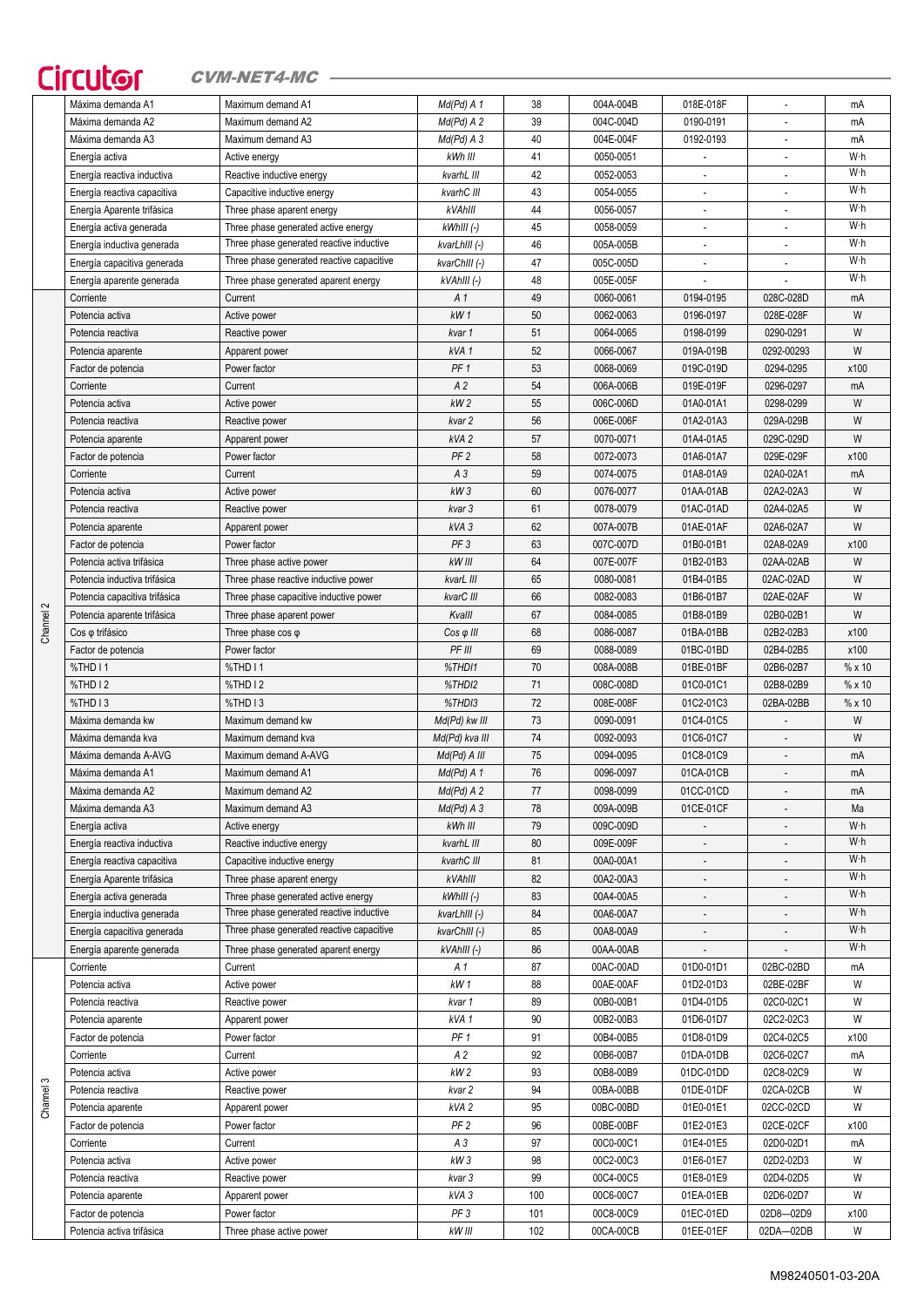| | | | | | | | | |
|---|---|---|---|---|---|---|---|---|
| | Máxima demanda A1 | Maximum demand A1 | *Md(Pd) A 1* | 38 | 004A-004B | 018E-018F | - | mA |
| | Máxima demanda A2 | Maximum demand A2 | *Md(Pd) A 2* | 39 | 004C-004D | 0190-0191 | - | mA |
| | Máxima demanda A3 | Maximum demand A3 | *Md(Pd) A 3* | 40 | 004E-004F | 0192-0193 | - | mA |
| | Energía activa | Active energy | *kWh III* | 41 | 0050-0051 | - | - | W·h |
| | Energía reactiva inductiva | Reactive inductive energy | *kvarhL III* | 42 | 0052-0053 | - | - | W·h |
| | Energía reactiva capacitiva | Capacitive inductive energy | *kvarhC III* | 43 | 0054-0055 | - | - | W·h |
| | Energía Aparente trifásica | Three phase aparent energy | *kVAhIII* | 44 | 0056-0057 | - | - | W·h |
| | Energía activa generada | Three phase generated active energy | *kWhIII (-)* | 45 | 0058-0059 | - | - | W·h |
| | Energía inductiva generada | Three phase generated reactive inductive | *kvarLhIII (-)* | 46 | 005A-005B | - | - | W·h |
| | Energía capacitiva generada | Three phase generated reactive capacitive | *kvarChIII (-)* | 47 | 005C-005D | - | - | W·h |
| | Energía aparente generada | Three phase generated aparent energy | *kVAhIII (-)* | 48 | 005E-005F | - | - | W·h |
| Channel 2 | Corriente | Current | *A 1* | 49 | 0060-0061 | 0194-0195 | 028C-028D | mA |
| | Potencia activa | Active power | *kW 1* | 50 | 0062-0063 | 0196-0197 | 028E-028F | W |
| | Potencia reactiva | Reactive power | *kvar 1* | 51 | 0064-0065 | 0198-0199 | 0290-0291 | W |
| | Potencia aparente | Apparent power | *kVA 1* | 52 | 0066-0067 | 019A-019B | 0292-00293 | W |
| | Factor de potencia | Power factor | *PF 1* | 53 | 0068-0069 | 019C-019D | 0294-0295 | x100 |
| | Corriente | Current | *A 2* | 54 | 006A-006B | 019E-019F | 0296-0297 | mA |
| | Potencia activa | Active power | *kW 2* | 55 | 006C-006D | 01A0-01A1 | 0298-0299 | W |
| | Potencia reactiva | Reactive power | *kvar 2* | 56 | 006E-006F | 01A2-01A3 | 029A-029B | W |
| | Potencia aparente | Apparent power | *kVA 2* | 57 | 0070-0071 | 01A4-01A5 | 029C-029D | W |
| | Factor de potencia | Power factor | *PF 2* | 58 | 0072-0073 | 01A6-01A7 | 029E-029F | x100 |
| | Corriente | Current | *A 3* | 59 | 0074-0075 | 01A8-01A9 | 02A0-02A1 | mA |
| | Potencia activa | Active power | *kW 3* | 60 | 0076-0077 | 01AA-01AB | 02A2-02A3 | W |
| | Potencia reactiva | Reactive power | *kvar 3* | 61 | 0078-0079 | 01AC-01AD | 02A4-02A5 | W |
| | Potencia aparente | Apparent power | *kVA 3* | 62 | 007A-007B | 01AE-01AF | 02A6-02A7 | W |
| | Factor de potencia | Power factor | *PF 3* | 63 | 007C-007D | 01B0-01B1 | 02A8-02A9 | x100 |
| | Potencia activa trifásica | Three phase active power | *kW III* | 64 | 007E-007F | 01B2-01B3 | 02AA-02AB | W |
| | Potencia inductiva trifásica | Three phase reactive inductive power | *kvarL III* | 65 | 0080-0081 | 01B4-01B5 | 02AC-02AD | W |
| | Potencia capacitiva trifásica | Three phase capacitive inductive power | *kvarC III* | 66 | 0082-0083 | 01B6-01B7 | 02AE-02AF | W |
| | Potencia aparente trifásica | Three phase apparent power | *KvaIII* | 67 | 0084-0085 | 01B8-01B9 | 02B0-02B1 | W |
| | Cos φ trifásico | Three phase cos φ | *Cos φ III* | 68 | 0086-0087 | 01BA-01BB | 02B2-02B3 | x100 |
| | Factor de potencia | Power factor | *PF III* | 69 | 0088-0089 | 01BC-01BD | 02B4-02B5 | x100 |
| | %THD I 1 | %THD I 1 | *%THDI1* | 70 | 008A-008B | 01BE-01BF | 02B6-02B7 | % x 10 |
| | %THD I 2 | %THD I 2 | *%THDI2* | 71 | 008C-008D | 01C0-01C1 | 02B8-02B9 | % x 10 |
| | %THD I 3 | %THD I 3 | *%THDI3* | 72 | 008E-008F | 01C2-01C3 | 02BA-02BB | % x 10 |
| | Máxima demanda kw | Maximum demand kw | *Md(Pd) kw III* | 73 | 0090-0091 | 01C4-01C5 | - | W |
| | Máxima demanda kva | Maximum demand kva | *Md(Pd) kva III* | 74 | 0092-0093 | 01C6-01C7 | - | W |
| | Máxima demanda A-AVG | Maximum demand A-AVG | *Md(Pd) A III* | 75 | 0094-0095 | 01C8-01C9 | - | mA |
| | Máxima demanda A1 | Maximum demand A1 | *Md(Pd) A 1* | 76 | 0096-0097 | 01CA-01CB | - | mA |
| | Máxima demanda A2 | Maximum demand A2 | *Md(Pd) A 2* | 77 | 0098-0099 | 01CC-01CD | - | mA |
| | Máxima demanda A3 | Maximum demand A3 | *Md(Pd) A 3* | 78 | 009A-009B | 01CE-01CF | - | Ma |
| | Energía activa | Active energy | *kWh III* | 79 | 009C-009D | - | - | W·h |
| | Energía reactiva inductiva | Reactive inductive energy | *kvarhL III* | 80 | 009E-009F | - | - | W·h |
| | Energía reactiva capacitiva | Capacitive inductive energy | *kvarhC III* | 81 | 00A0-00A1 | - | - | W·h |
| | Energía Aparente trifásica | Three phase aparent energy | *kVAhIII* | 82 | 00A2-00A3 | - | - | W·h |
| | Energía activa generada | Three phase generated active energy | *kWhIII (-)* | 83 | 00A4-00A5 | - | - | W·h |
| | Energía inductiva generada | Three phase generated reactive inductive | *kvarLhIII (-)* | 84 | 00A6-00A7 | - | - | W·h |
| | Energía capacitiva generada | Three phase generated reactive capacitive | *kvarChIII (-)* | 85 | 00A8-00A9 | - | - | W·h |
| | Energía aparente generada | Three phase generated aparent energy | *kVAhIII (-)* | 86 | 00AA-00AB | - | - | W·h |
| Channel 3 | Corriente | Current | *A 1* | 87 | 00AC-00AD | 01D0-01D1 | 02BC-02BD | mA |
| | Potencia activa | Active power | *kW 1* | 88 | 00AE-00AF | 01D2-01D3 | 02BE-02BF | W |
| | Potencia reactiva | Reactive power | *kvar 1* | 89 | 00B0-00B1 | 01D4-01D5 | 02C0-02C1 | W |
| | Potencia aparente | Apparent power | *kVA 1* | 90 | 00B2-00B3 | 01D6-01D7 | 02C2-02C3 | W |
| | Factor de potencia | Power factor | *PF 1* | 91 | 00B4-00B5 | 01D8-01D9 | 02C4-02C5 | x100 |
| | Corriente | Current | *A 2* | 92 | 00B6-00B7 | 01DA-01DB | 02C6-02C7 | mA |
| | Potencia activa | Active power | *kW 2* | 93 | 00B8-00B9 | 01DC-01DD | 02C8-02C9 | W |
| | Potencia reactiva | Reactive power | *kvar 2* | 94 | 00BA-00BB | 01DE-01DF | 02CA-02CB | W |
| | Potencia aparente | Apparent power | *kVA 2* | 95 | 00BC-00BD | 01E0-01E1 | 02CC-02CD | W |
| | Factor de potencia | Power factor | *PF 2* | 96 | 00BE-00BF | 01E2-01E3 | 02CE-02CF | x100 |
| | Corriente | Current | *A 3* | 97 | 00C0-00C1 | 01E4-01E5 | 02D0-02D1 | mA |
| | Potencia activa | Active power | *kW 3* | 98 | 00C2-00C3 | 01E6-01E7 | 02D2-02D3 | W |
| | Potencia reactiva | Reactive power | *kvar 3* | 99 | 00C4-00C5 | 01E8-01E9 | 02D4-02D5 | W |
| | Potencia aparente | Apparent power | *kVA 3* | 100 | 00C6-00C7 | 01EA-01EB | 02D6-02D7 | W |
| | Factor de potencia | Power factor | *PF 3* | 101 | 00C8-00C9 | 01EC-01ED | 02D8—02D9 | x100 |
| | Potencia activa trifásica | Three phase active power | *kW III* | 102 | 00CA-00CB | 01EE-01EF | 02DA—02DB | W |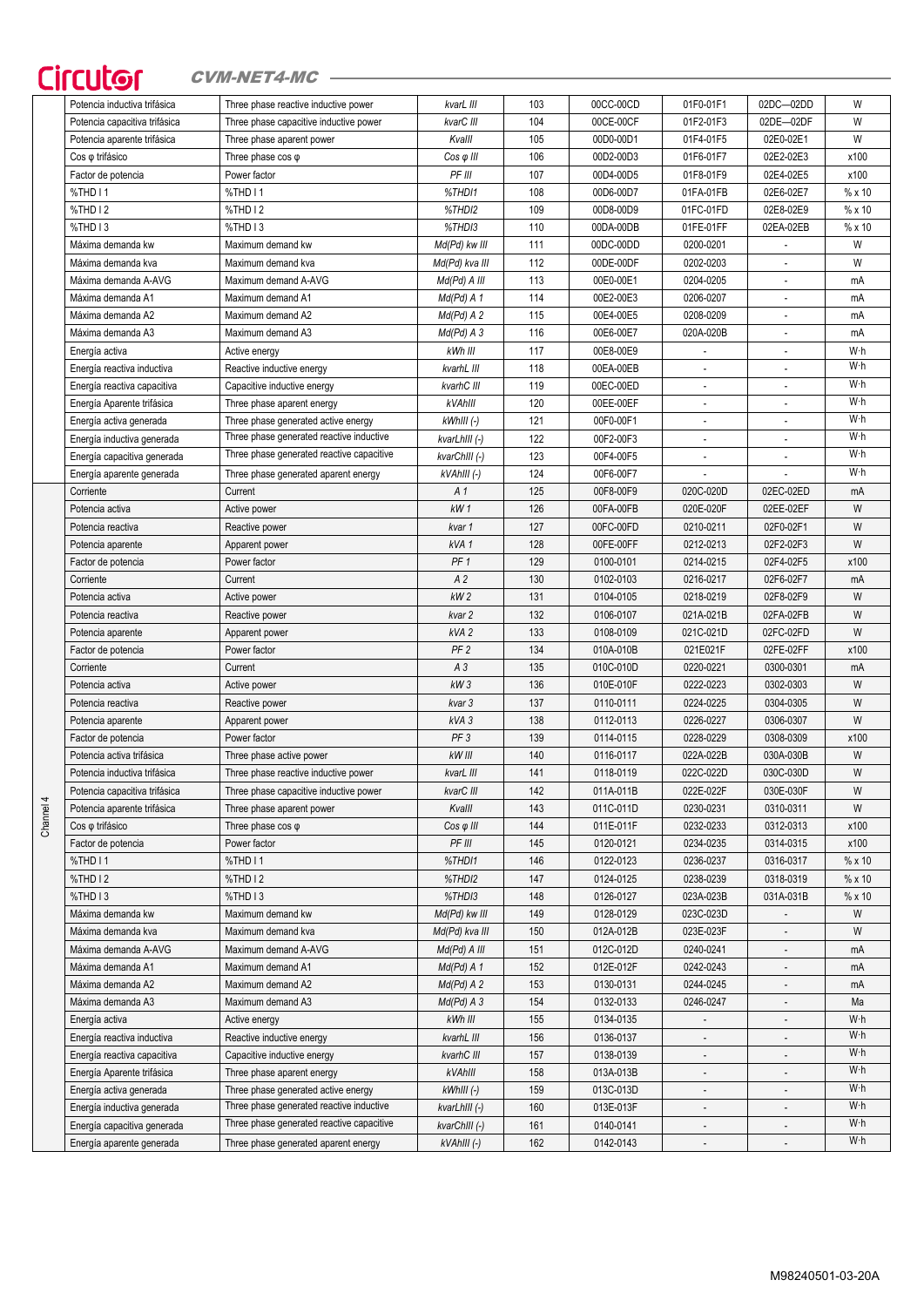| | | | | | | | | |
|---|---|---|---|---|---|---|---|---|
| | Potencia inductiva trifásica | Three phase reactive inductive power | *kvarL III* | 103 | 00CC-00CD | 01F0-01F1 | 02DC—02DD | W |
| | Potencia capacitiva trifásica | Three phase capacitive inductive power | *kvarC III* | 104 | 00CE-00CF | 01F2-01F3 | 02DE—02DF | W |
| | Potencia aparente trifásica | Three phase aparent power | *KvaIII* | 105 | 00D0-00D1 | 01F4-01F5 | 02E0-02E1 | W |
| | Cos φ trifásico | Three phase cos φ | *Cos φ III* | 106 | 00D2-00D3 | 01F6-01F7 | 02E2-02E3 | x100 |
| | Factor de potencia | Power factor | *PF III* | 107 | 00D4-00D5 | 01F8-01F9 | 02E4-02E5 | x100 |
| | %THD I 1 | %THD I 1 | *%THDI1* | 108 | 00D6-00D7 | 01FA-01FB | 02E6-02E7 | % x 10 |
| | %THD I 2 | %THD I 2 | *%THDI2* | 109 | 00D8-00D9 | 01FC-01FD | 02E8-02E9 | % x 10 |
| | %THD I 3 | %THD I 3 | *%THDI3* | 110 | 00DA-00DB | 01FE-01FF | 02EA-02EB | % x 10 |
| | Máxima demanda kw | Maximum demand kw | *Md(Pd) kw III* | 111 | 00DC-00DD | 0200-0201 | - | W |
| | Máxima demanda kva | Maximum demand kva | *Md(Pd) kva III* | 112 | 00DE-00DF | 0202-0203 | - | W |
| | Máxima demanda A-AVG | Maximum demand A-AVG | *Md(Pd) A III* | 113 | 00E0-00E1 | 0204-0205 | - | mA |
| | Máxima demanda A1 | Maximum demand A1 | *Md(Pd) A 1* | 114 | 00E2-00E3 | 0206-0207 | - | mA |
| | Máxima demanda A2 | Maximum demand A2 | *Md(Pd) A 2* | 115 | 00E4-00E5 | 0208-0209 | - | mA |
| | Máxima demanda A3 | Maximum demand A3 | *Md(Pd) A 3* | 116 | 00E6-00E7 | 020A-020B | - | mA |
| | Energía activa | Active energy | *kWh III* | 117 | 00E8-00E9 | - | - | W·h |
| | Energía reactiva inductiva | Reactive inductive energy | *kvarhL III* | 118 | 00EA-00EB | - | - | W·h |
| | Energía reactiva capacitiva | Capacitive inductive energy | *kvarhC III* | 119 | 00EC-00ED | - | - | W·h |
| | Energía Aparente trifásica | Three phase aparent energy | *kVAhIII* | 120 | 00EE-00EF | - | - | W·h |
| | Energía activa generada | Three phase generated active energy | *kWhIII (-)* | 121 | 00F0-00F1 | - | - | W·h |
| | Energía inductiva generada | Three phase generated reactive inductive | *kvarLhIII (-)* | 122 | 00F2-00F3 | - | - | W·h |
| | Energía capacitiva generada | Three phase generated reactive capacitive | *kvarChIII (-)* | 123 | 00F4-00F5 | - | - | W·h |
| | Energía aparente generada | Three phase generated aparent energy | *kVAhIII (-)* | 124 | 00F6-00F7 | - | - | W·h |
| Channel 4 | Corriente | Current | *A 1* | 125 | 00F8-00F9 | 020C-020D | 02EC-02ED | mA |
| | Potencia activa | Active power | *kW 1* | 126 | 00FA-00FB | 020E-020F | 02EE-02EF | W |
| | Potencia reactiva | Reactive power | *kvar 1* | 127 | 00FC-00FD | 0210-0211 | 02F0-02F1 | W |
| | Potencia aparente | Apparent power | *kVA 1* | 128 | 00FE-00FF | 0212-0213 | 02F2-02F3 | W |
| | Factor de potencia | Power factor | *PF 1* | 129 | 0100-0101 | 0214-0215 | 02F4-02F5 | x100 |
| | Corriente | Current | *A 2* | 130 | 0102-0103 | 0216-0217 | 02F6-02F7 | mA |
| | Potencia activa | Active power | *kW 2* | 131 | 0104-0105 | 0218-0219 | 02F8-02F9 | W |
| | Potencia reactiva | Reactive power | *kvar 2* | 132 | 0106-0107 | 021A-021B | 02FA-02FB | W |
| | Potencia aparente | Apparent power | *kVA 2* | 133 | 0108-0109 | 021C-021D | 02FC-02FD | W |
| | Factor de potencia | Power factor | *PF 2* | 134 | 010A-010B | 021E021F | 02FE-02FF | x100 |
| | Corriente | Current | *A 3* | 135 | 010C-010D | 0220-0221 | 0300-0301 | mA |
| | Potencia activa | Active power | *kW 3* | 136 | 010E-010F | 0222-0223 | 0302-0303 | W |
| | Potencia reactiva | Reactive power | *kvar 3* | 137 | 0110-0111 | 0224-0225 | 0304-0305 | W |
| | Potencia aparente | Apparent power | *kVA 3* | 138 | 0112-0113 | 0226-0227 | 0306-0307 | W |
| | Factor de potencia | Power factor | *PF 3* | 139 | 0114-0115 | 0228-0229 | 0308-0309 | x100 |
| | Potencia activa trifásica | Three phase active power | *kW III* | 140 | 0116-0117 | 022A-022B | 030A-030B | W |
| | Potencia inductiva trifásica | Three phase reactive inductive power | *kvarL III* | 141 | 0118-0119 | 022C-022D | 030C-030D | W |
| | Potencia capacitiva trifásica | Three phase capacitive inductive power | *kvarC III* | 142 | 011A-011B | 022E-022F | 030E-030F | W |
| | Potencia aparente trifásica | Three phase aparent power | *KvaIII* | 143 | 011C-011D | 0230-0231 | 0310-0311 | W |
| | Cos φ trifásico | Three phase cos φ | *Cos φ III* | 144 | 011E-011F | 0232-0233 | 0312-0313 | x100 |
| | Factor de potencia | Power factor | *PF III* | 145 | 0120-0121 | 0234-0235 | 0314-0315 | x100 |
| | %THD I 1 | %THD I 1 | *%THDI1* | 146 | 0122-0123 | 0236-0237 | 0316-0317 | % x 10 |
| | %THD I 2 | %THD I 2 | *%THDI2* | 147 | 0124-0125 | 0238-0239 | 0318-0319 | % x 10 |
| | %THD I 3 | %THD I 3 | *%THDI3* | 148 | 0126-0127 | 023A-023B | 031A-031B | % x 10 |
| | Máxima demanda kw | Maximum demand kw | *Md(Pd) kw III* | 149 | 0128-0129 | 023C-023D | - | W |
| | Máxima demanda kva | Maximum demand kva | *Md(Pd) kva III* | 150 | 012A-012B | 023E-023F | - | W |
| | Máxima demanda A-AVG | Maximum demand A-AVG | *Md(Pd) A III* | 151 | 012C-012D | 0240-0241 | - | mA |
| | Máxima demanda A1 | Maximum demand A1 | *Md(Pd) A 1* | 152 | 012E-012F | 0242-0243 | - | mA |
| | Máxima demanda A2 | Maximum demand A2 | *Md(Pd) A 2* | 153 | 0130-0131 | 0244-0245 | - | mA |
| | Máxima demanda A3 | Maximum demand A3 | *Md(Pd) A 3* | 154 | 0132-0133 | 0246-0247 | - | Ma |
| | Energía activa | Active energy | *kWh III* | 155 | 0134-0135 | - | - | W·h |
| | Energía reactiva inductiva | Reactive inductive energy | *kvarhL III* | 156 | 0136-0137 | - | - | W·h |
| | Energía reactiva capacitiva | Capacitive inductive energy | *kvarhC III* | 157 | 0138-0139 | - | - | W·h |
| | Energía Aparente trifásica | Three phase aparent energy | *kVAhIII* | 158 | 013A-013B | - | - | W·h |
| | Energía activa generada | Three phase generated active energy | *kWhIII (-)* | 159 | 013C-013D | - | - | W·h |
| | Energía inductiva generada | Three phase generated reactive inductive | *kvarLhIII (-)* | 160 | 013E-013F | - | - | W·h |
| | Energía capacitiva generada | Three phase generated reactive capacitive | *kvarChIII (-)* | 161 | 0140-0141 | - | - | W·h |
| | Energía aparente generada | Three phase generated aparent energy | *kVAhIII (-)* | 162 | 0142-0143 | - | - | W·h |

M98240501-03-20A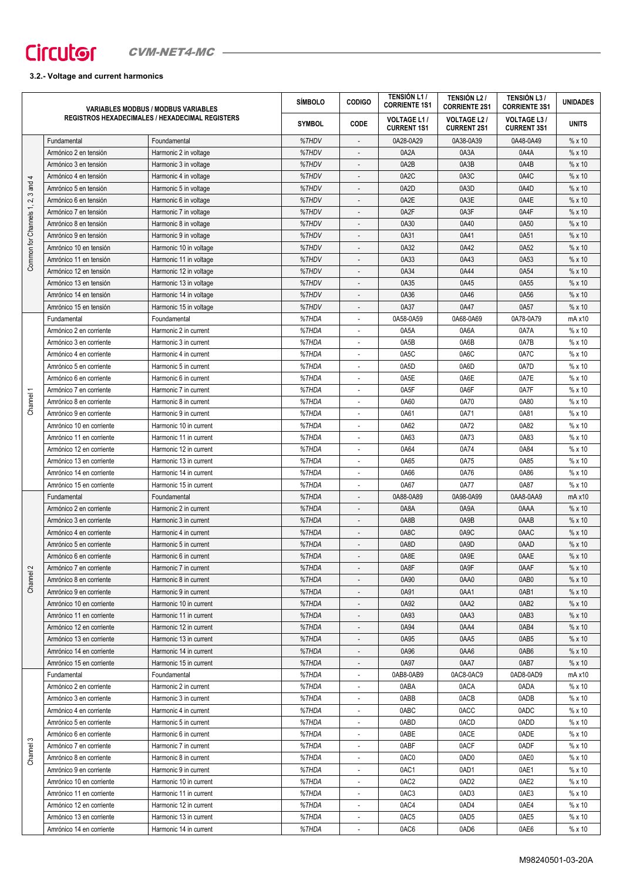## 3.2.- Voltage and current harmonics

| VARIABLES MODBUS / MODBUS VARIABLES<br>REGISTROS HEXADECIMALES / HEXADECIMAL REGISTERS | | | SÍMBOLO<br>SYMBOL | CODIGO<br>CODE | TENSIÓN L1 / CORRIENTE 1S1<br>VOLTAGE L1 / CURRENT 1S1 | TENSIÓN L2 / CORRIENTE 2S1<br>VOLTAGE L2 / CURRENT 2S1 | TENSIÓN L3 / CORRIENTE 3S1<br>VOLTAGE L3 / CURRENT 3S1 | UNIDADES<br>UNITS |
|---|---|---|---|---|---|---|---|---|
| Common for Channels 1, 2, 3 and 4 | Fundamental | Foundamental | %THDV | - | 0A28-0A29 | 0A38-0A39 | 0A48-0A49 | % x 10 |
| | Armónico 2 en tensión | Harmonic 2 in voltage | %THDV | - | 0A2A | 0A3A | 0A4A | % x 10 |
| | Armónico 3 en tensión | Harmonic 3 in voltage | %THDV | - | 0A2B | 0A3B | 0A4B | % x 10 |
| | Armónico 4 en tensión | Harmonic 4 in voltage | %THDV | - | 0A2C | 0A3C | 0A4C | % x 10 |
| | Armónico 5 en tensión | Harmonic 5 in voltage | %THDV | - | 0A2D | 0A3D | 0A4D | % x 10 |
| | Armónico 6 en tensión | Harmonic 6 in voltage | %THDV | - | 0A2E | 0A3E | 0A4E | % x 10 |
| | Armónico 7 en tensión | Harmonic 7 in voltage | %THDV | - | 0A2F | 0A3F | 0A4F | % x 10 |
| | Armónico 8 en tensión | Harmonic 8 in voltage | %THDV | - | 0A30 | 0A40 | 0A50 | % x 10 |
| | Armónico 9 en tensión | Harmonic 9 in voltage | %THDV | - | 0A31 | 0A41 | 0A51 | % x 10 |
| | Armónico 10 en tensión | Harmonic 10 in voltage | %THDV | - | 0A32 | 0A42 | 0A52 | % x 10 |
| | Armónico 11 en tensión | Harmonic 11 in voltage | %THDV | - | 0A33 | 0A43 | 0A53 | % x 10 |
| | Armónico 12 en tensión | Harmonic 12 in voltage | %THDV | - | 0A34 | 0A44 | 0A54 | % x 10 |
| | Armónico 13 en tensión | Harmonic 13 in voltage | %THDV | - | 0A35 | 0A45 | 0A55 | % x 10 |
| | Armónico 14 en tensión | Harmonic 14 in voltage | %THDV | - | 0A36 | 0A46 | 0A56 | % x 10 |
| | Armónico 15 en tensión | Harmonic 15 in voltage | %THDV | - | 0A37 | 0A47 | 0A57 | % x 10 |
| Channel 1 | Fundamental | Foundamental | %THDA | - | 0A58-0A59 | 0A68-0A69 | 0A78-0A79 | mA x10 |
| | Armónico 2 en corriente | Harmonic 2 in current | %THDA | - | 0A5A | 0A6A | 0A7A | % x 10 |
| | Armónico 3 en corriente | Harmonic 3 in current | %THDA | - | 0A5B | 0A6B | 0A7B | % x 10 |
| | Armónico 4 en corriente | Harmonic 4 in current | %THDA | - | 0A5C | 0A6C | 0A7C | % x 10 |
| | Armónico 5 en corriente | Harmonic 5 in current | %THDA | - | 0A5D | 0A6D | 0A7D | % x 10 |
| | Armónico 6 en corriente | Harmonic 6 in current | %THDA | - | 0A5E | 0A6E | 0A7E | % x 10 |
| | Armónico 7 en corriente | Harmonic 7 in current | %THDA | - | 0A5F | 0A6F | 0A7F | % x 10 |
| | Armónico 8 en corriente | Harmonic 8 in current | %THDA | - | 0A60 | 0A70 | 0A80 | % x 10 |
| | Armónico 9 en corriente | Harmonic 9 in current | %THDA | - | 0A61 | 0A71 | 0A81 | % x 10 |
| | Armónico 10 en corriente | Harmonic 10 in current | %THDA | - | 0A62 | 0A72 | 0A82 | % x 10 |
| | Armónico 11 en corriente | Harmonic 11 in current | %THDA | - | 0A63 | 0A73 | 0A83 | % x 10 |
| | Armónico 12 en corriente | Harmonic 12 in current | %THDA | - | 0A64 | 0A74 | 0A84 | % x 10 |
| | Armónico 13 en corriente | Harmonic 13 in current | %THDA | - | 0A65 | 0A75 | 0A85 | % x 10 |
| | Armónico 14 en corriente | Harmonic 14 in current | %THDA | - | 0A66 | 0A76 | 0A86 | % x 10 |
| | Armónico 15 en corriente | Harmonic 15 in current | %THDA | - | 0A67 | 0A77 | 0A87 | % x 10 |
| Channel 2 | Fundamental | Foundamental | %THDA | - | 0A88-0A89 | 0A98-0A99 | 0AA8-0AA9 | mA x10 |
| | Armónico 2 en corriente | Harmonic 2 in current | %THDA | - | 0A8A | 0A9A | 0AAA | % x 10 |
| | Armónico 3 en corriente | Harmonic 3 in current | %THDA | - | 0A8B | 0A9B | 0AAB | % x 10 |
| | Armónico 4 en corriente | Harmonic 4 in current | %THDA | - | 0A8C | 0A9C | 0AAC | % x 10 |
| | Armónico 5 en corriente | Harmonic 5 in current | %THDA | - | 0A8D | 0A9D | 0AAD | % x 10 |
| | Armónico 6 en corriente | Harmonic 6 in current | %THDA | - | 0A8E | 0A9E | 0AAE | % x 10 |
| | Armónico 7 en corriente | Harmonic 7 in current | %THDA | - | 0A8F | 0A9F | 0AAF | % x 10 |
| | Armónico 8 en corriente | Harmonic 8 in current | %THDA | - | 0A90 | 0AA0 | 0AB0 | % x 10 |
| | Armónico 9 en corriente | Harmonic 9 in current | %THDA | - | 0A91 | 0AA1 | 0AB1 | % x 10 |
| | Armónico 10 en corriente | Harmonic 10 in current | %THDA | - | 0A92 | 0AA2 | 0AB2 | % x 10 |
| | Armónico 11 en corriente | Harmonic 11 in current | %THDA | - | 0A93 | 0AA3 | 0AB3 | % x 10 |
| | Armónico 12 en corriente | Harmonic 12 in current | %THDA | - | 0A94 | 0AA4 | 0AB4 | % x 10 |
| | Armónico 13 en corriente | Harmonic 13 in current | %THDA | - | 0A95 | 0AA5 | 0AB5 | % x 10 |
| | Armónico 14 en corriente | Harmonic 14 in current | %THDA | - | 0A96 | 0AA6 | 0AB6 | % x 10 |
| | Armónico 15 en corriente | Harmonic 15 in current | %THDA | - | 0A97 | 0AA7 | 0AB7 | % x 10 |
| Channel 3 | Fundamental | Foundamental | %THDA | - | 0AB8-0AB9 | 0AC8-0AC9 | 0AD8-0AD9 | mA x10 |
| | Armónico 2 en corriente | Harmonic 2 in current | %THDA | - | 0ABA | 0ACA | 0ADA | % x 10 |
| | Armónico 3 en corriente | Harmonic 3 in current | %THDA | - | 0ABB | 0ACB | 0ADB | % x 10 |
| | Armónico 4 en corriente | Harmonic 4 in current | %THDA | - | 0ABC | 0ACC | 0ADC | % x 10 |
| | Armónico 5 en corriente | Harmonic 5 in current | %THDA | - | 0ABD | 0ACD | 0ADD | % x 10 |
| | Armónico 6 en corriente | Harmonic 6 in current | %THDA | - | 0ABE | 0ACE | 0ADE | % x 10 |
| | Armónico 7 en corriente | Harmonic 7 in current | %THDA | - | 0ABF | 0ACF | 0ADF | % x 10 |
| | Armónico 8 en corriente | Harmonic 8 in current | %THDA | - | 0AC0 | 0AD0 | 0AE0 | % x 10 |
| | Armónico 9 en corriente | Harmonic 9 in current | %THDA | - | 0AC1 | 0AD1 | 0AE1 | % x 10 |
| | Armónico 10 en corriente | Harmonic 10 in current | %THDA | - | 0AC2 | 0AD2 | 0AE2 | % x 10 |
| | Armónico 11 en corriente | Harmonic 11 in current | %THDA | - | 0AC3 | 0AD3 | 0AE3 | % x 10 |
| | Armónico 12 en corriente | Harmonic 12 in current | %THDA | - | 0AC4 | 0AD4 | 0AE4 | % x 10 |
| | Armónico 13 en corriente | Harmonic 13 in current | %THDA | - | 0AC5 | 0AD5 | 0AE5 | % x 10 |
| | Armónico 14 en corriente | Harmonic 14 in current | %THDA | - | 0AC6 | 0AD6 | 0AE6 | % x 10 |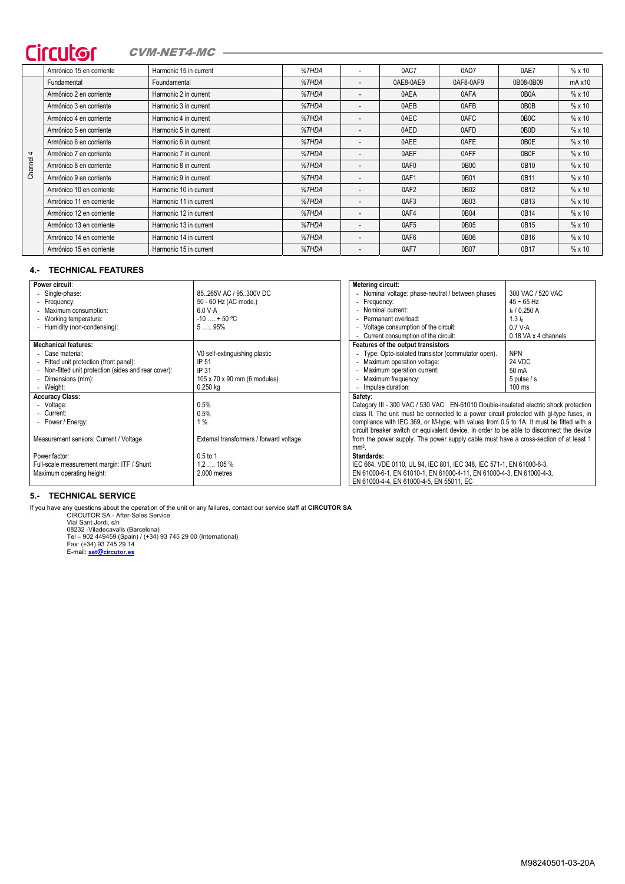| | Amrónico 15 en corriente | Harmonic 15 in current | %THDA | - | 0AC7 | 0AD7 | 0AE7 | % x 10 |
|---|---|---|---|---|---|---|---|---|
| Channel 4 | Fundamental | Foundamental | %THDA | - | 0AE8-0AE9 | 0AF8-0AF9 | 0B08-0B09 | mA x10 |
| | Armónico 2 en corriente | Harmonic 2 in current | %THDA | - | 0AEA | 0AFA | 0B0A | % x 10 |
| | Armónico 3 en corriente | Harmonic 3 in current | %THDA | - | 0AEB | 0AFB | 0B0B | % x 10 |
| | Armónico 4 en corriente | Harmonic 4 in current | %THDA | - | 0AEC | 0AFC | 0B0C | % x 10 |
| | Amrónico 5 en corriente | Harmonic 5 in current | %THDA | - | 0AED | 0AFD | 0B0D | % x 10 |
| | Armónico 6 en corriente | Harmonic 6 in current | %THDA | - | 0AEE | 0AFE | 0B0E | % x 10 |
| | Armónico 7 en corriente | Harmonic 7 in current | %THDA | - | 0AEF | 0AFF | 0B0F | % x 10 |
| | Armónico 8 en corriente | Harmonic 8 in current | %THDA | - | 0AF0 | 0B00 | 0B10 | % x 10 |
| | Amrónico 9 en corriente | Harmonic 9 in current | %THDA | - | 0AF1 | 0B01 | 0B11 | % x 10 |
| | Amrónico 10 en corriente | Harmonic 10 in current | %THDA | - | 0AF2 | 0B02 | 0B12 | % x 10 |
| | Armónico 11 en corriente | Harmonic 11 in current | %THDA | - | 0AF3 | 0B03 | 0B13 | % x 10 |
| | Armónico 12 en corriente | Harmonic 12 in current | %THDA | - | 0AF4 | 0B04 | 0B14 | % x 10 |
| | Armónico 13 en corriente | Harmonic 13 in current | %THDA | - | 0AF5 | 0B05 | 0B15 | % x 10 |
| | Armónico 14 en corriente | Harmonic 14 in current | %THDA | - | 0AF6 | 0B06 | 0B16 | % x 10 |
| | Armónico 15 en corriente | Harmonic 15 in current | %THDA | - | 0AF7 | 0B07 | 0B17 | % x 10 |

## 4.- TECHNICAL FEATURES

| **Power circuit**: | |
|---|---|
| - Single-phase: | 85..265V AC / 95..300V DC |
| - Frequency: | 50 - 60 Hz (AC mode.) |
| - Maximum consumption: | 6.0 V·A |
| - Working temperature: | -10 …..+ 50 ºC |
| - Humidity (non-condensing): | 5 ….. 95% |
| **Mechanical features:** | |
| - Case material: | V0 self-extinguishing plastic |
| - Fitted unit protection (front panel): | IP 51 |
| - Non-fitted unit protection (sides and rear cover): | IP 31 |
| - Dimensions (mm): | 105 x 70 x 90 mm (6 modules) |
| - Weight: | 0.250 kg |
| **Accuracy Class:** | |
| - Voltage: | 0.5% |
| - Current: | 0.5% |
| - Power / Energy: | 1 % |
| Measurement sensors: Current / Voltage | External transformers / forward voltage |
| Power factor: | 0.5 to 1 |
| Full-scale measurement margin: ITF / Shunt | 1,2 …. 105 % |
| Maximum operating height: | 2,000 metres |

| **Metering circuit:** | |
|---|---|
| - Nominal voltage: phase-neutral / between phases | 300 VAC / 520 VAC |
| - Frequency: | 45 ~ 65 Hz |
| - Nominal current: | $I_n$ / 0.250 A |
| - Permanent overload: | 1.3 $I_n$ |
| - Voltage consumption of the circuit: | 0.7 V·A |
| - Current consumption of the circuit: | 0.18 VA x 4 channels |
| **Features of the output transistors** | |
| - Type: Opto-isolated transistor (commutator open). | NPN |
| - Maximum operation voltage: | 24 VDC |
| - Maximum operation current: | 50 mA |
| - Maximum frequency: | 5 pulse / s |
| - Impulse duration: | 100 ms |

**Safety**:
Category III - 300 VAC / 530 VAC EN-61010 Double-insulated electric shock protection class II. The unit must be connected to a power circuit protected with gl-type fuses, in compliance with IEC 369, or M-type, with values from 0.5 to 1A. It must be fitted with a circuit breaker switch or equivalent device, in order to be able to disconnect the device from the power supply. The power supply cable must have a cross-section of at least 1 mm².

**Standards:**
IEC 664, VDE 0110, UL 94, IEC 801, IEC 348, IEC 571-1, EN 61000-6-3, EN 61000-6-1, EN 61010-1, EN 61000-4-11, EN 61000-4-3, EN 61000-4-4, EN 61000-4-5, EN 55011, EC

## 5.- TECHNICAL SERVICE

If you have any questions about the operation of the unit or any failures, contact our service staff at **CIRCUTOR SA**

CIRCUTOR SA - After-Sales Service
Vial Sant Jordi, s/n
08232 -Viladecavalls (Barcelona)
Tel – 902 449459 (Spain) / (+34) 93 745 29 00 (International)
Fax: (+34) 93 745 29 14
E-mail: sat@circutor.es

M98240501-03-20A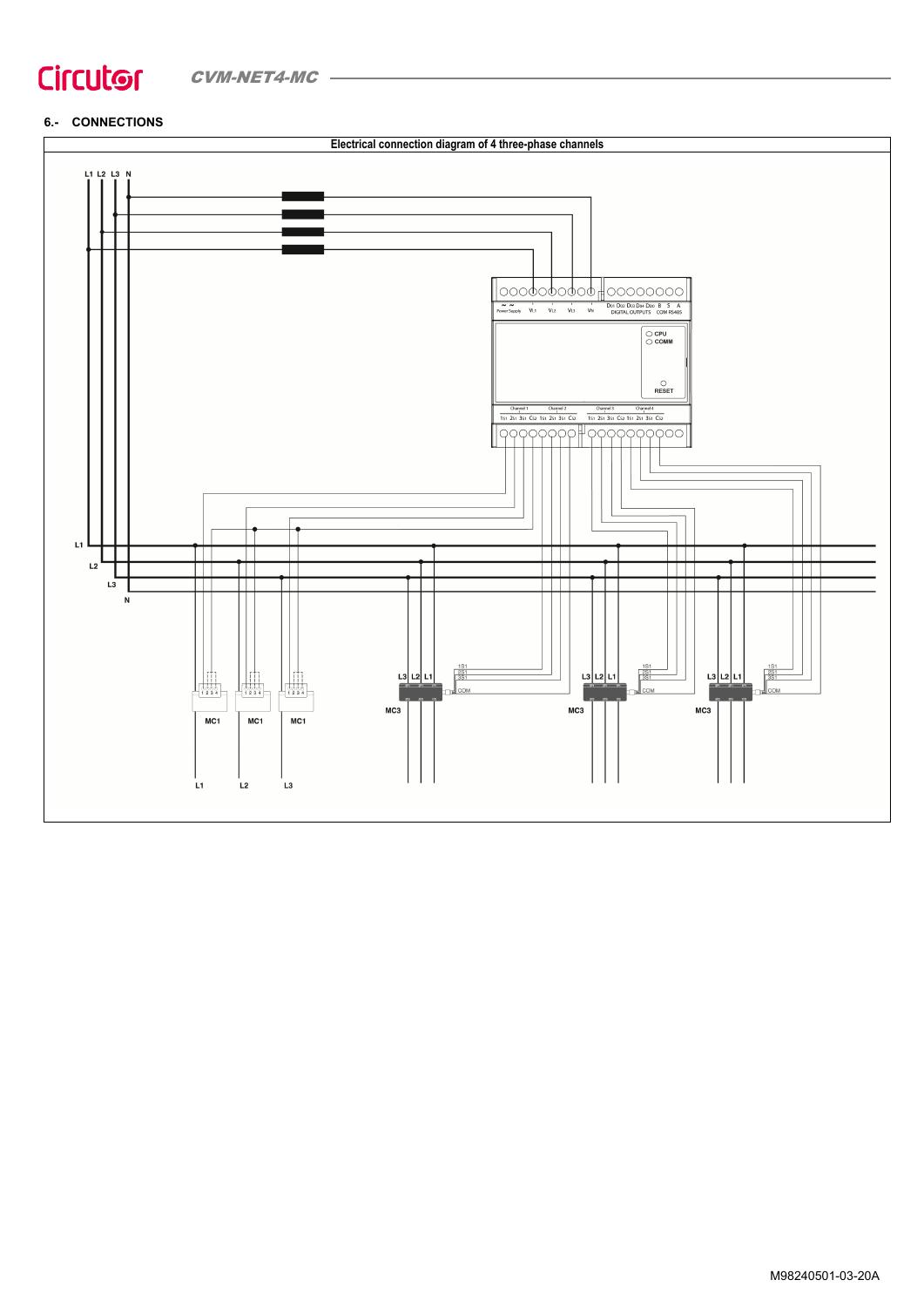## 6.- CONNECTIONS

**Electrical connection diagram of 4 three-phase channels**

L1 L2 L3 N

Power Supply V L1 V L2 V L3 VN

DO1 DO2 DO3 DO4 DO0 B S A
DIGITAL OUTPUTS COM RS485

CPU
COMM

RESET

Channel 1 Channel 2 Channel 3 Channel 4

1S1 2S1 3S1 C/2 1S1 2S1 3S1 C/2 1S1 2S1 3S1 C/2 1S1 2S1 3S1 C/2

L1
L2
L3
N

1 2 3 4
1 2 3 4
1 2 3 4

MC1 MC1 MC1

L1 L2 L3

L3 L2 L1
1S1
2S1
3S1
COM
MC3

L3 L2 L1
1S1
2S1
3S1
COM
MC3

L3 L2 L1
1S1
2S1
3S1
COM
MC3

M98240501-03-20A